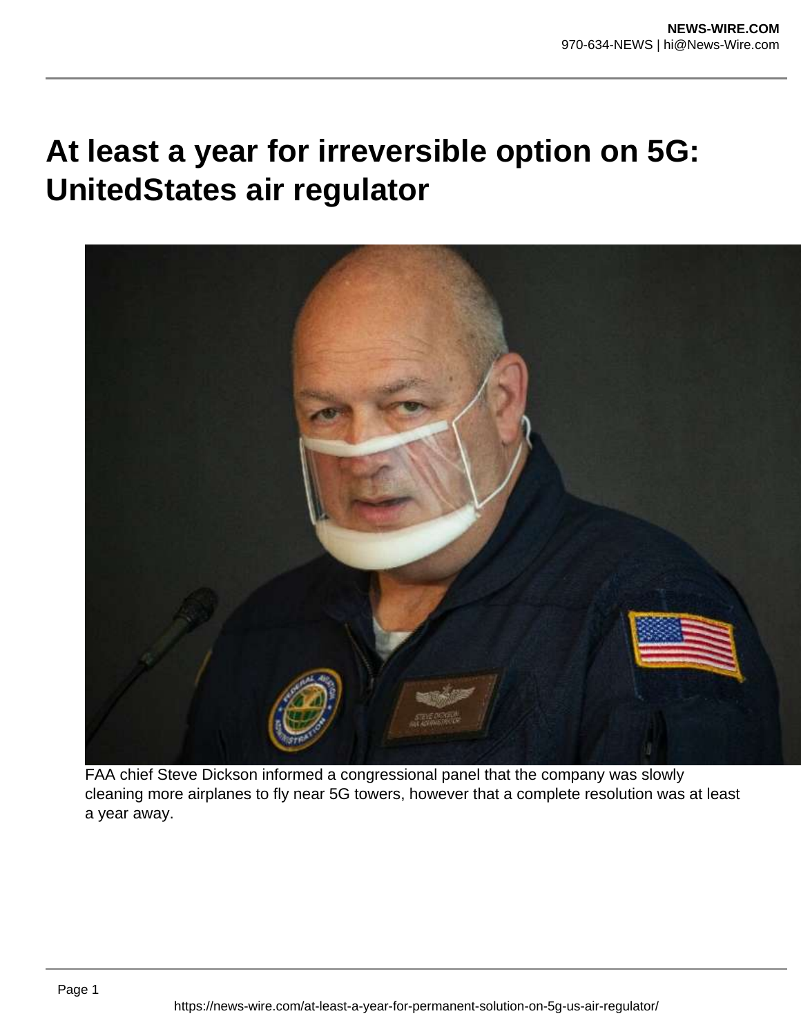# At least a year for irreversible option on 5G: UnitedStates air regulator

FAA chief Steve Dickson informed a congressional panel that the company was slowly cleaning more airplanes to fly near 5G towers, however that a complete resolution was at least a year away.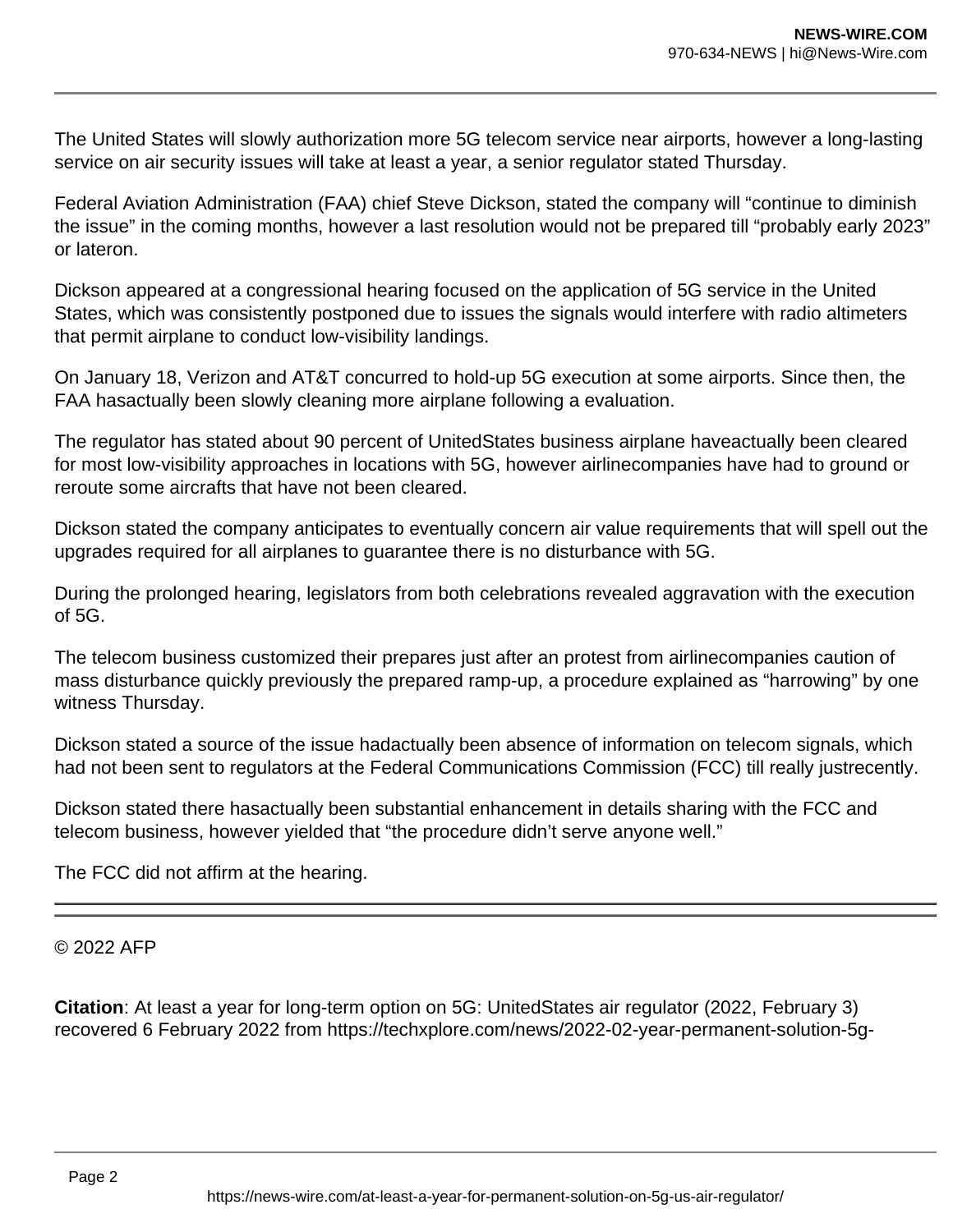The United States will slowly authorization more 5G telecom service near airports, however a long-lasting service on air security issues will take at least a year, a senior regulator stated Thursday.

Federal Aviation Administration (FAA) chief Steve Dickson, stated the company will “continue to diminish the issue” in the coming months, however a last resolution would not be prepared till “probably early 2023” or lateron.

Dickson appeared at a congressional hearing focused on the application of 5G service in the United States, which was consistently postponed due to issues the signals would interfere with radio altimeters that permit airplane to conduct low-visibility landings.

On January 18, Verizon and AT&T concurred to hold-up 5G execution at some airports. Since then, the FAA hasactually been slowly cleaning more airplane following a evaluation.

The regulator has stated about 90 percent of UnitedStates business airplane haveactually been cleared for most low-visibility approaches in locations with 5G, however airlinecompanies have had to ground or reroute some aircrafts that have not been cleared.

Dickson stated the company anticipates to eventually concern air value requirements that will spell out the upgrades required for all airplanes to guarantee there is no disturbance with 5G.

During the prolonged hearing, legislators from both celebrations revealed aggravation with the execution of 5G.

The telecom business customized their prepares just after an protest from airlinecompanies caution of mass disturbance quickly previously the prepared ramp-up, a procedure explained as “harrowing” by one witness Thursday.

Dickson stated a source of the issue hadactually been absence of information on telecom signals, which had not been sent to regulators at the Federal Communications Commission (FCC) till really justrecently.

Dickson stated there hasactually been substantial enhancement in details sharing with the FCC and telecom business, however yielded that “the procedure didn’t serve anyone well.”

The FCC did not affirm at the hearing.

---

© 2022 AFP

**Citation**: At least a year for long-term option on 5G: UnitedStates air regulator (2022, February 3) recovered 6 February 2022 from https://techxplore.com/news/2022-02-year-permanent-solution-5g-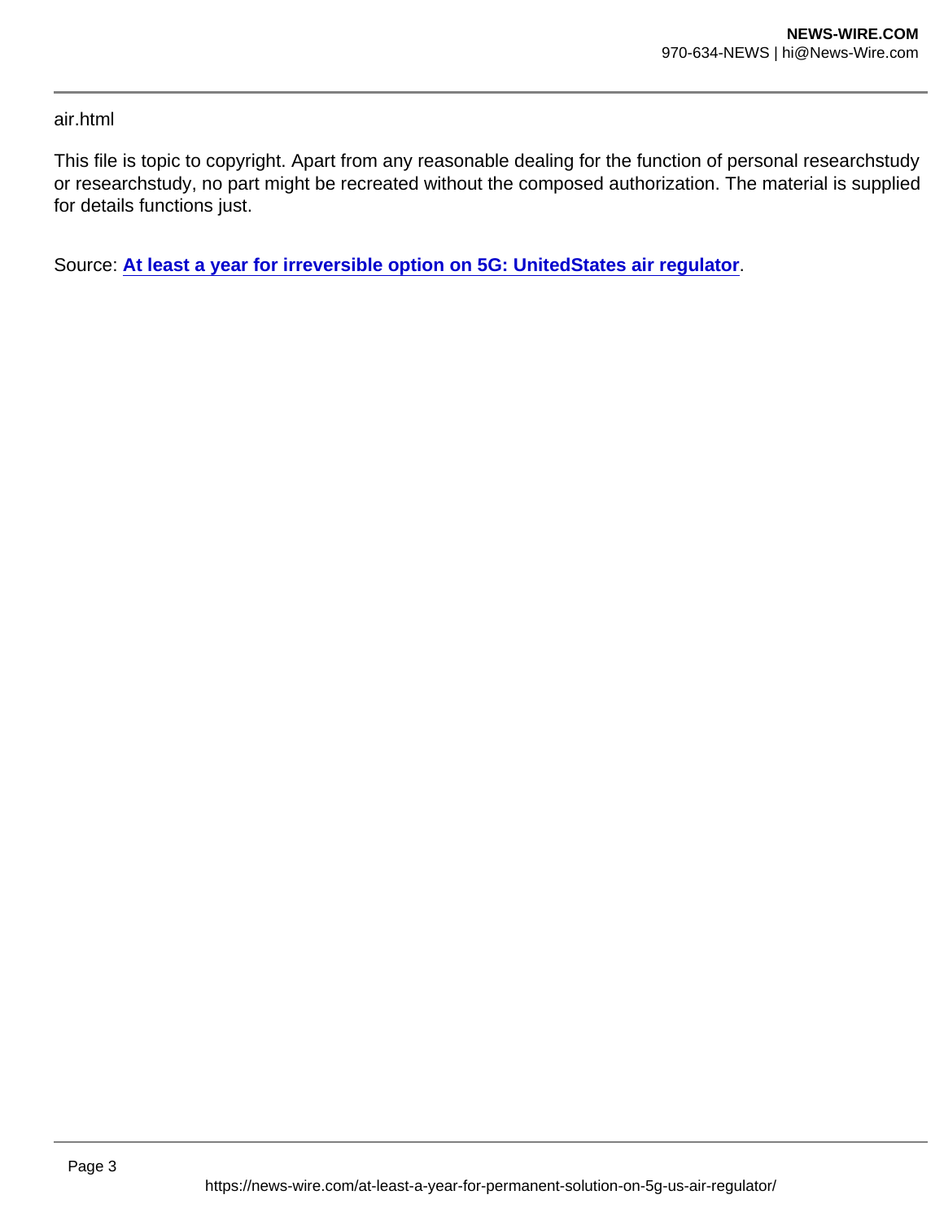air.html

This file is topic to copyright. Apart from any reasonable dealing for the function of personal researchstudy or researchstudy, no part might be recreated without the composed authorization. The material is supplied for details functions just.

Source: **[At least a year for irreversible option on 5G: UnitedStates air regulator](https://news-wire.com/at-least-a-year-for-permanent-solution-on-5g-us-air-regulator/)**.